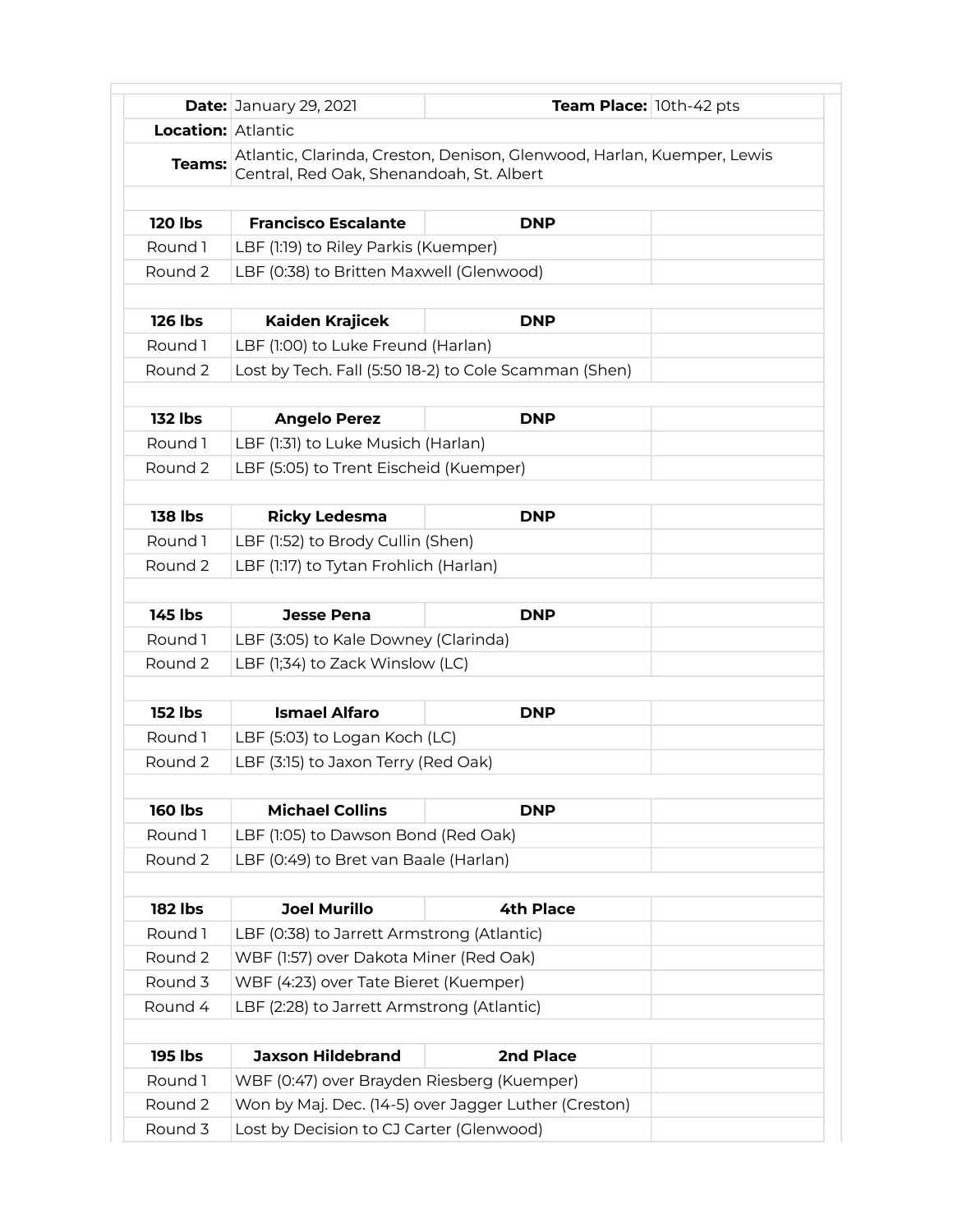| | | | |
|---|---|---|---|
| **Date:** | January 29, 2021 | **Team Place:** | 10th-42 pts |
| **Location:** | Atlantic | | |
| **Teams:** | Atlantic, Clarinda, Creston, Denison, Glenwood, Harlan, Kuemper, Lewis Central, Red Oak, Shenandoah, St. Albert | | |
| | | | |
| **120 lbs** | **Francisco Escalante** | **DNP** | |
| Round 1 | LBF (1:19) to Riley Parkis (Kuemper) | | |
| Round 2 | LBF (0:38) to Britten Maxwell (Glenwood) | | |
| | | | |
| **126 lbs** | **Kaiden Krajicek** | **DNP** | |
| Round 1 | LBF (1:00) to Luke Freund (Harlan) | | |
| Round 2 | Lost by Tech. Fall (5:50 18-2) to Cole Scamman (Shen) | | |
| | | | |
| **132 lbs** | **Angelo Perez** | **DNP** | |
| Round 1 | LBF (1:31) to Luke Musich (Harlan) | | |
| Round 2 | LBF (5:05) to Trent Eischeid (Kuemper) | | |
| | | | |
| **138 lbs** | **Ricky Ledesma** | **DNP** | |
| Round 1 | LBF (1:52) to Brody Cullin (Shen) | | |
| Round 2 | LBF (1:17) to Tytan Frohlich (Harlan) | | |
| | | | |
| **145 lbs** | **Jesse Pena** | **DNP** | |
| Round 1 | LBF (3:05) to Kale Downey (Clarinda) | | |
| Round 2 | LBF (1;34) to Zack Winslow (LC) | | |
| | | | |
| **152 lbs** | **Ismael Alfaro** | **DNP** | |
| Round 1 | LBF (5:03) to Logan Koch (LC) | | |
| Round 2 | LBF (3:15) to Jaxon Terry (Red Oak) | | |
| | | | |
| **160 lbs** | **Michael Collins** | **DNP** | |
| Round 1 | LBF (1:05) to Dawson Bond (Red Oak) | | |
| Round 2 | LBF (0:49) to Bret van Baale (Harlan) | | |
| | | | |
| **182 lbs** | **Joel Murillo** | **4th Place** | |
| Round 1 | LBF (0:38) to Jarrett Armstrong (Atlantic) | | |
| Round 2 | WBF (1:57) over Dakota Miner (Red Oak) | | |
| Round 3 | WBF (4:23) over Tate Bieret (Kuemper) | | |
| Round 4 | LBF (2:28) to Jarrett Armstrong (Atlantic) | | |
| | | | |
| **195 lbs** | **Jaxson Hildebrand** | **2nd Place** | |
| Round 1 | WBF (0:47) over Brayden Riesberg (Kuemper) | | |
| Round 2 | Won by Maj. Dec. (14-5) over Jagger Luther (Creston) | | |
| Round 3 | Lost by Decision to CJ Carter (Glenwood) | | |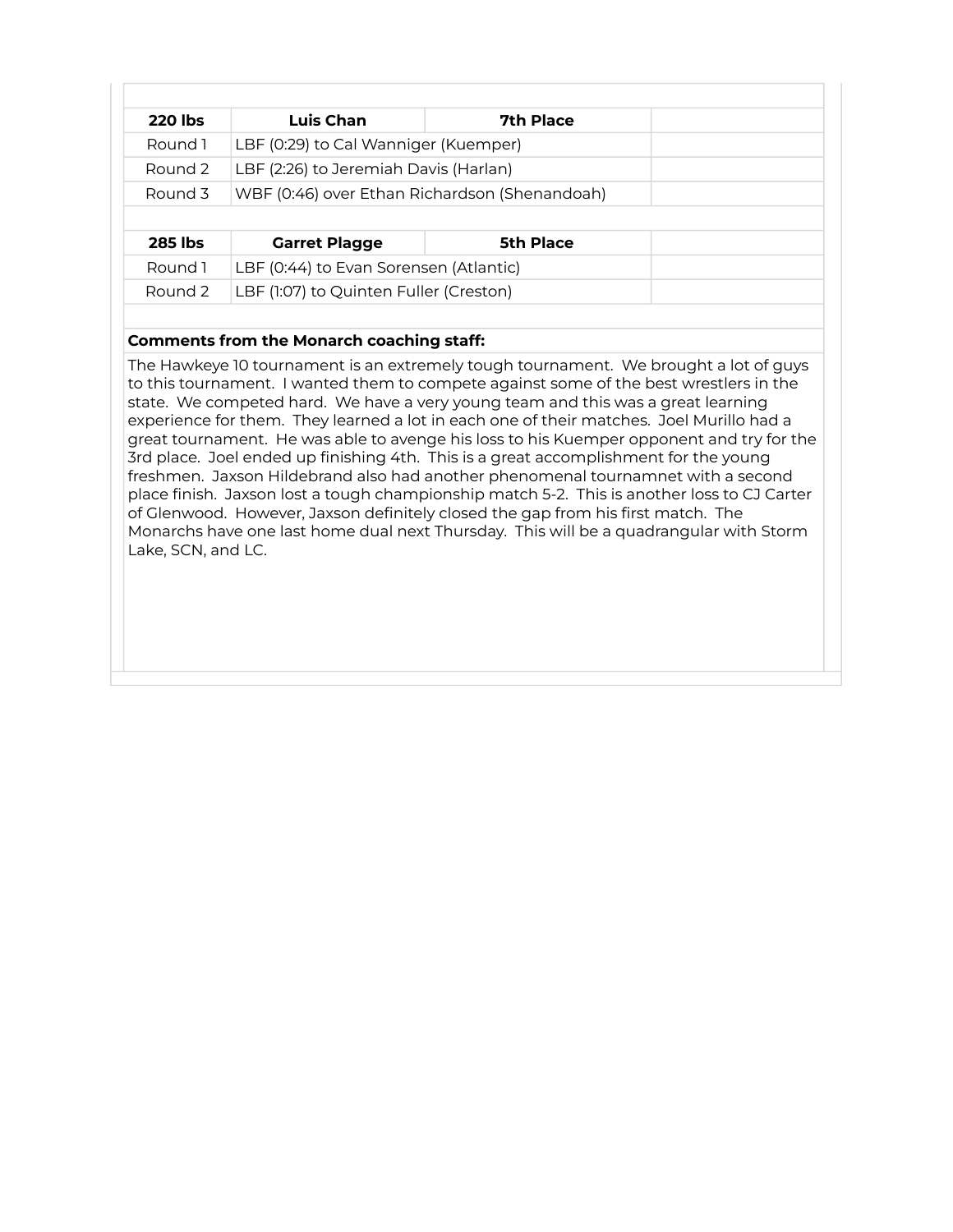| 220 lbs | Luis Chan | 7th Place | |
|---|---|---|---|
| Round 1 | LBF (0:29) to Cal Wanniger (Kuemper) | | |
| Round 2 | LBF (2:26) to Jeremiah Davis (Harlan) | | |
| Round 3 | WBF (0:46) over Ethan Richardson (Shenandoah) | | |

| 285 lbs | Garret Plagge | 5th Place | |
|---|---|---|---|
| Round 1 | LBF (0:44) to Evan Sorensen (Atlantic) | | |
| Round 2 | LBF (1:07) to Quinten Fuller (Creston) | | |

**Comments from the Monarch coaching staff:**

The Hawkeye 10 tournament is an extremely tough tournament. We brought a lot of guys to this tournament. I wanted them to compete against some of the best wrestlers in the state. We competed hard. We have a very young team and this was a great learning experience for them. They learned a lot in each one of their matches. Joel Murillo had a great tournament. He was able to avenge his loss to his Kuemper opponent and try for the 3rd place. Joel ended up finishing 4th. This is a great accomplishment for the young freshmen. Jaxson Hildebrand also had another phenomenal tournamnet with a second place finish. Jaxson lost a tough championship match 5-2. This is another loss to CJ Carter of Glenwood. However, Jaxson definitely closed the gap from his first match. The Monarchs have one last home dual next Thursday. This will be a quadrangular with Storm Lake, SCN, and LC.